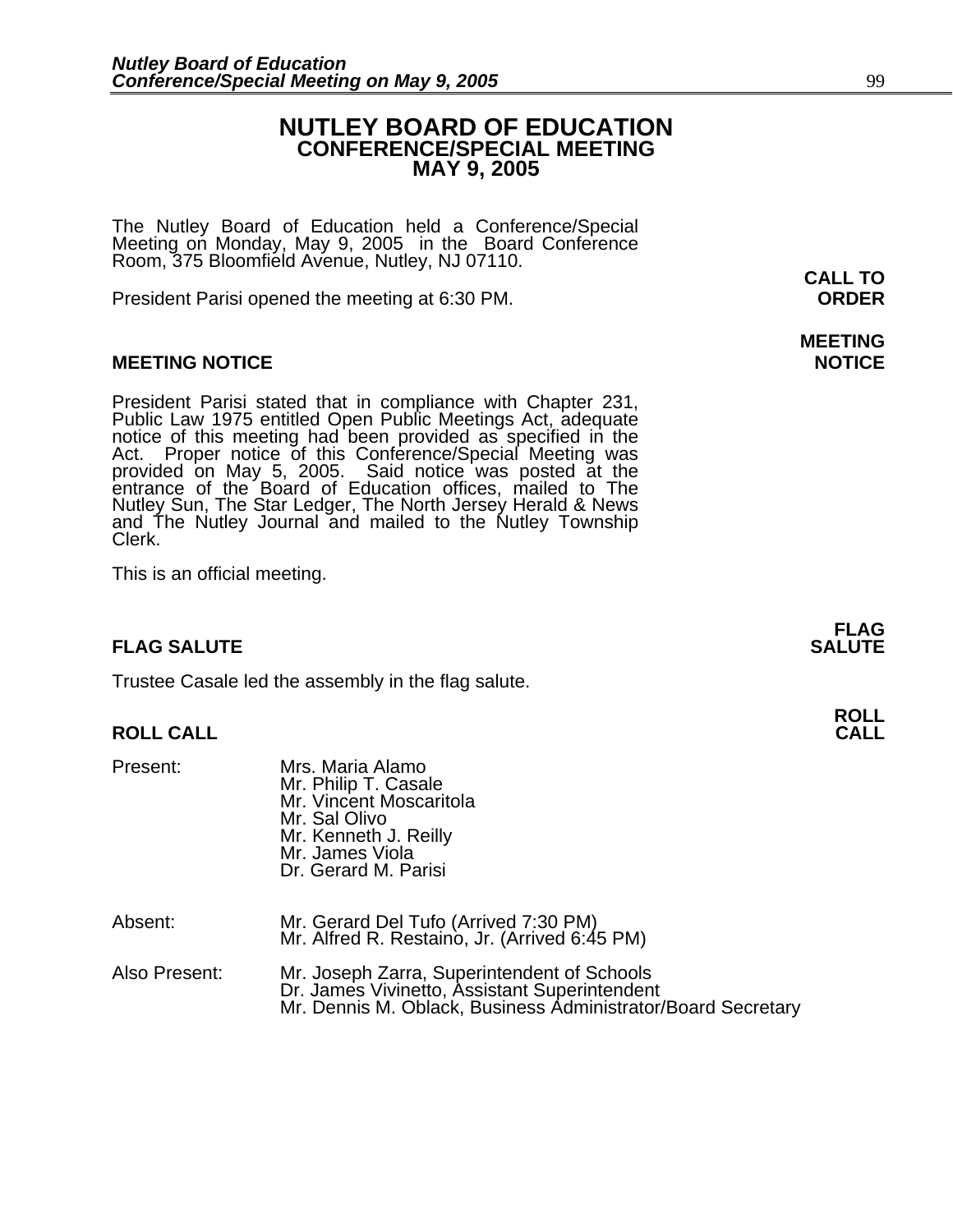# NUTLEY BOARD OF EDUCATION
## CONFERENCE/SPECIAL MEETING
## MAY 9, 2005

The Nutley Board of Education held a Conference/Special Meeting on Monday, May 9, 2005 in the Board Conference Room, 375 Bloomfield Avenue, Nutley, NJ 07110.

**CALL TO ORDER**

President Parisi opened the meeting at 6:30 PM.

**MEETING NOTICE**

President Parisi stated that in compliance with Chapter 231, Public Law 1975 entitled Open Public Meetings Act, adequate notice of this meeting had been provided as specified in the Act. Proper notice of this Conference/Special Meeting was provided on May 5, 2005. Said notice was posted at the entrance of the Board of Education offices, mailed to The Nutley Sun, The Star Ledger, The North Jersey Herald & News and The Nutley Journal and mailed to the Nutley Township Clerk.

This is an official meeting.

**FLAG SALUTE**

Trustee Casale led the assembly in the flag salute.

**ROLL CALL**

Present:
- Mrs. Maria Alamo
- Mr. Philip T. Casale
- Mr. Vincent Moscaritola
- Mr. Sal Olivo
- Mr. Kenneth J. Reilly
- Mr. James Viola
- Dr. Gerard M. Parisi

Absent:
- Mr. Gerard Del Tufo (Arrived 7:30 PM)
- Mr. Alfred R. Restaino, Jr. (Arrived 6:45 PM)

Also Present:
- Mr. Joseph Zarra, Superintendent of Schools
- Dr. James Vivinetto, Assistant Superintendent
- Mr. Dennis M. Oblack, Business Administrator/Board Secretary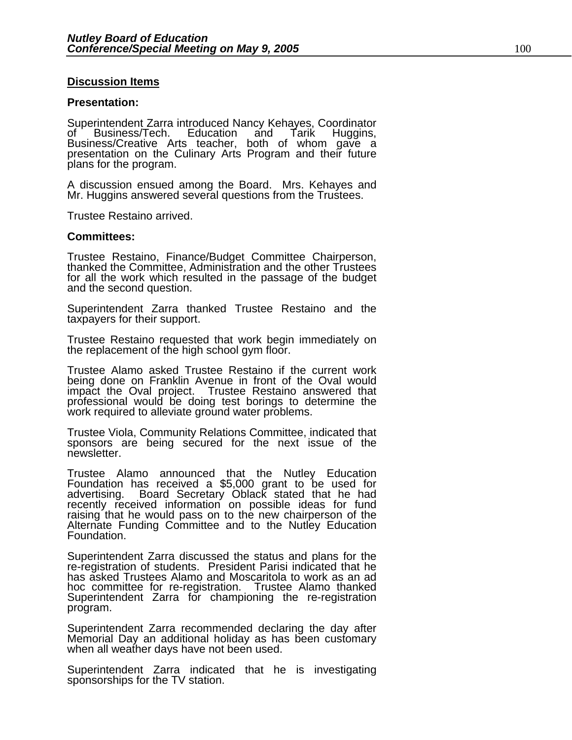## Discussion Items

**Presentation:**

Superintendent Zarra introduced Nancy Kehayes, Coordinator of Business/Tech. Education and Tarik Huggins, Business/Creative Arts teacher, both of whom gave a presentation on the Culinary Arts Program and their future plans for the program.

A discussion ensued among the Board. Mrs. Kehayes and Mr. Huggins answered several questions from the Trustees.

Trustee Restaino arrived.

**Committees:**

Trustee Restaino, Finance/Budget Committee Chairperson, thanked the Committee, Administration and the other Trustees for all the work which resulted in the passage of the budget and the second question.

Superintendent Zarra thanked Trustee Restaino and the taxpayers for their support.

Trustee Restaino requested that work begin immediately on the replacement of the high school gym floor.

Trustee Alamo asked Trustee Restaino if the current work being done on Franklin Avenue in front of the Oval would impact the Oval project. Trustee Restaino answered that professional would be doing test borings to determine the work required to alleviate ground water problems.

Trustee Viola, Community Relations Committee, indicated that sponsors are being secured for the next issue of the newsletter.

Trustee Alamo announced that the Nutley Education Foundation has received a $5,000 grant to be used for advertising. Board Secretary Oblack stated that he had recently received information on possible ideas for fund raising that he would pass on to the new chairperson of the Alternate Funding Committee and to the Nutley Education Foundation.

Superintendent Zarra discussed the status and plans for the re-registration of students. President Parisi indicated that he has asked Trustees Alamo and Moscaritola to work as an ad hoc committee for re-registration. Trustee Alamo thanked Superintendent Zarra for championing the re-registration program.

Superintendent Zarra recommended declaring the day after Memorial Day an additional holiday as has been customary when all weather days have not been used.

Superintendent Zarra indicated that he is investigating sponsorships for the TV station.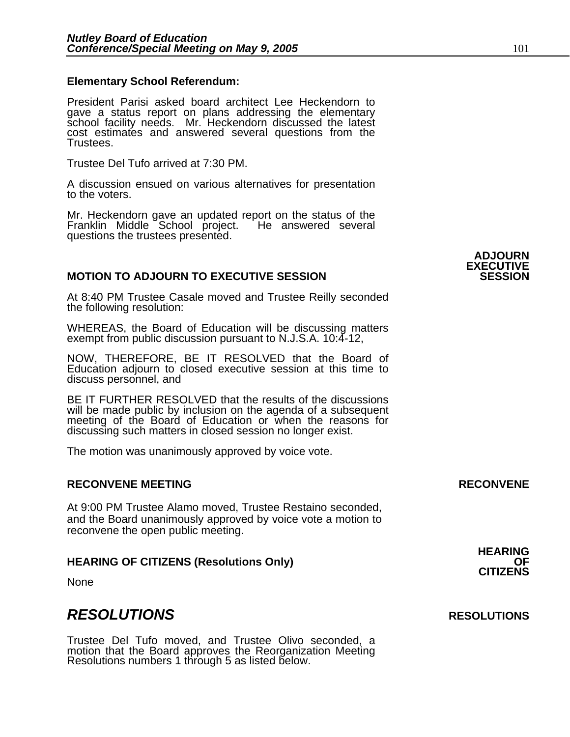**Elementary School Referendum:**

President Parisi asked board architect Lee Heckendorn to gave a status report on plans addressing the elementary school facility needs. Mr. Heckendorn discussed the latest cost estimates and answered several questions from the Trustees.

Trustee Del Tufo arrived at 7:30 PM.

A discussion ensued on various alternatives for presentation to the voters.

Mr. Heckendorn gave an updated report on the status of the Franklin Middle School project. He answered several questions the trustees presented.

**ADJOURN EXECUTIVE SESSION**

**MOTION TO ADJOURN TO EXECUTIVE SESSION**

At 8:40 PM Trustee Casale moved and Trustee Reilly seconded the following resolution:

WHEREAS, the Board of Education will be discussing matters exempt from public discussion pursuant to N.J.S.A. 10:4-12,

NOW, THEREFORE, BE IT RESOLVED that the Board of Education adjourn to closed executive session at this time to discuss personnel, and

BE IT FURTHER RESOLVED that the results of the discussions will be made public by inclusion on the agenda of a subsequent meeting of the Board of Education or when the reasons for discussing such matters in closed session no longer exist.

The motion was unanimously approved by voice vote.

**RECONVENE MEETING** **RECONVENE**

At 9:00 PM Trustee Alamo moved, Trustee Restaino seconded, and the Board unanimously approved by voice vote a motion to reconvene the open public meeting.

**HEARING OF CITIZENS**

**HEARING OF CITIZENS (Resolutions Only)**

None

## *RESOLUTIONS* **RESOLUTIONS**

Trustee Del Tufo moved, and Trustee Olivo seconded, a motion that the Board approves the Reorganization Meeting Resolutions numbers 1 through 5 as listed below.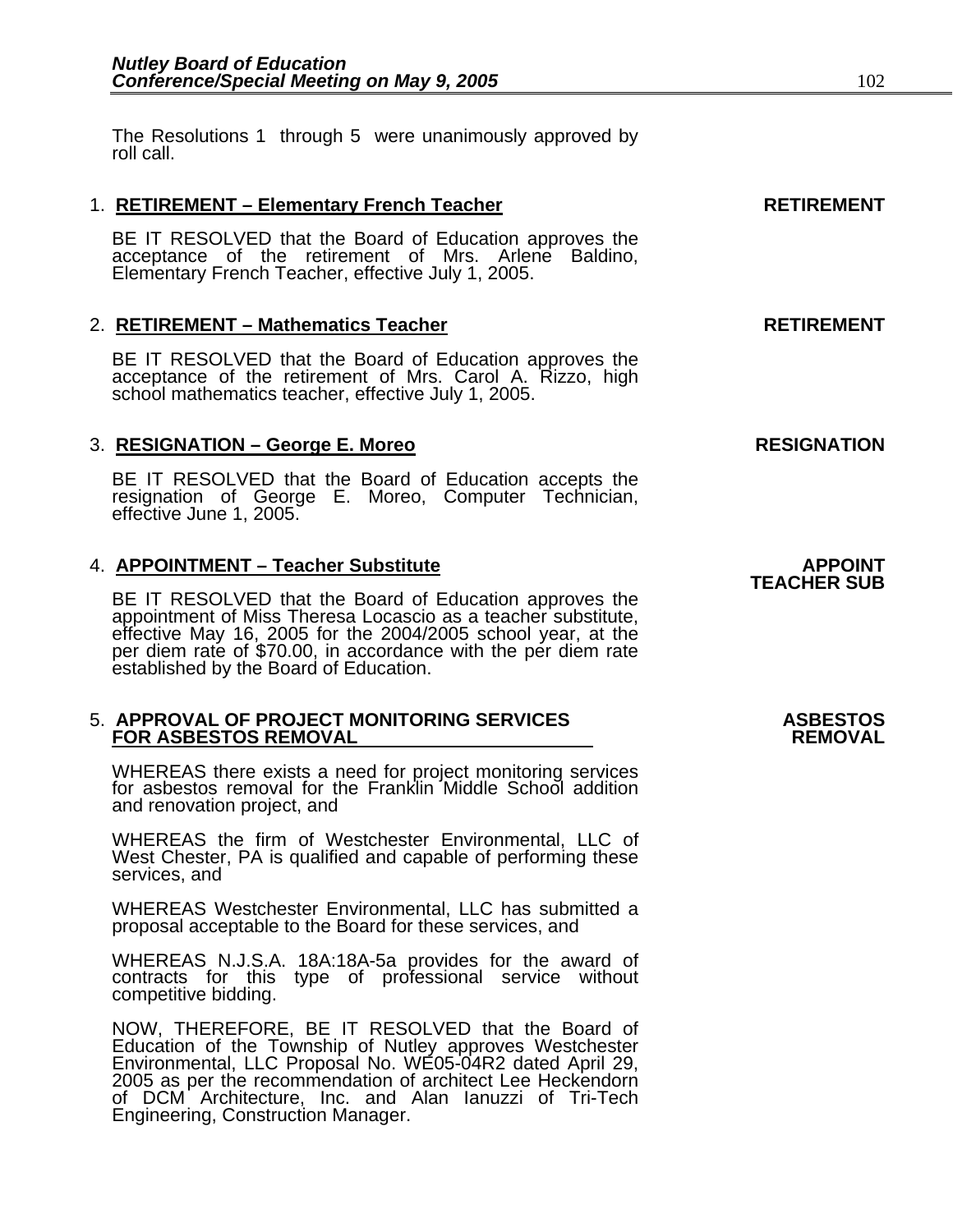The Resolutions 1 through 5 were unanimously approved by roll call.

1. **RETIREMENT – Elementary French Teacher** **RETIREMENT**

   BE IT RESOLVED that the Board of Education approves the acceptance of the retirement of Mrs. Arlene Baldino, Elementary French Teacher, effective July 1, 2005.

2. **RETIREMENT – Mathematics Teacher** **RETIREMENT**

   BE IT RESOLVED that the Board of Education approves the acceptance of the retirement of Mrs. Carol A. Rizzo, high school mathematics teacher, effective July 1, 2005.

3. **RESIGNATION – George E. Moreo** **RESIGNATION**

   BE IT RESOLVED that the Board of Education accepts the resignation of George E. Moreo, Computer Technician, effective June 1, 2005.

4. **APPOINTMENT – Teacher Substitute** **APPOINT TEACHER SUB**

   BE IT RESOLVED that the Board of Education approves the appointment of Miss Theresa Locascio as a teacher substitute, effective May 16, 2005 for the 2004/2005 school year, at the per diem rate of $70.00, in accordance with the per diem rate established by the Board of Education.

5. **APPROVAL OF PROJECT MONITORING SERVICES FOR ASBESTOS REMOVAL** **ASBESTOS REMOVAL**

   WHEREAS there exists a need for project monitoring services for asbestos removal for the Franklin Middle School addition and renovation project, and

   WHEREAS the firm of Westchester Environmental, LLC of West Chester, PA is qualified and capable of performing these services, and

   WHEREAS Westchester Environmental, LLC has submitted a proposal acceptable to the Board for these services, and

   WHEREAS N.J.S.A. 18A:18A-5a provides for the award of contracts for this type of professional service without competitive bidding.

   NOW, THEREFORE, BE IT RESOLVED that the Board of Education of the Township of Nutley approves Westchester Environmental, LLC Proposal No. WE05-04R2 dated April 29, 2005 as per the recommendation of architect Lee Heckendorn of DCM Architecture, Inc. and Alan Ianuzzi of Tri-Tech Engineering, Construction Manager.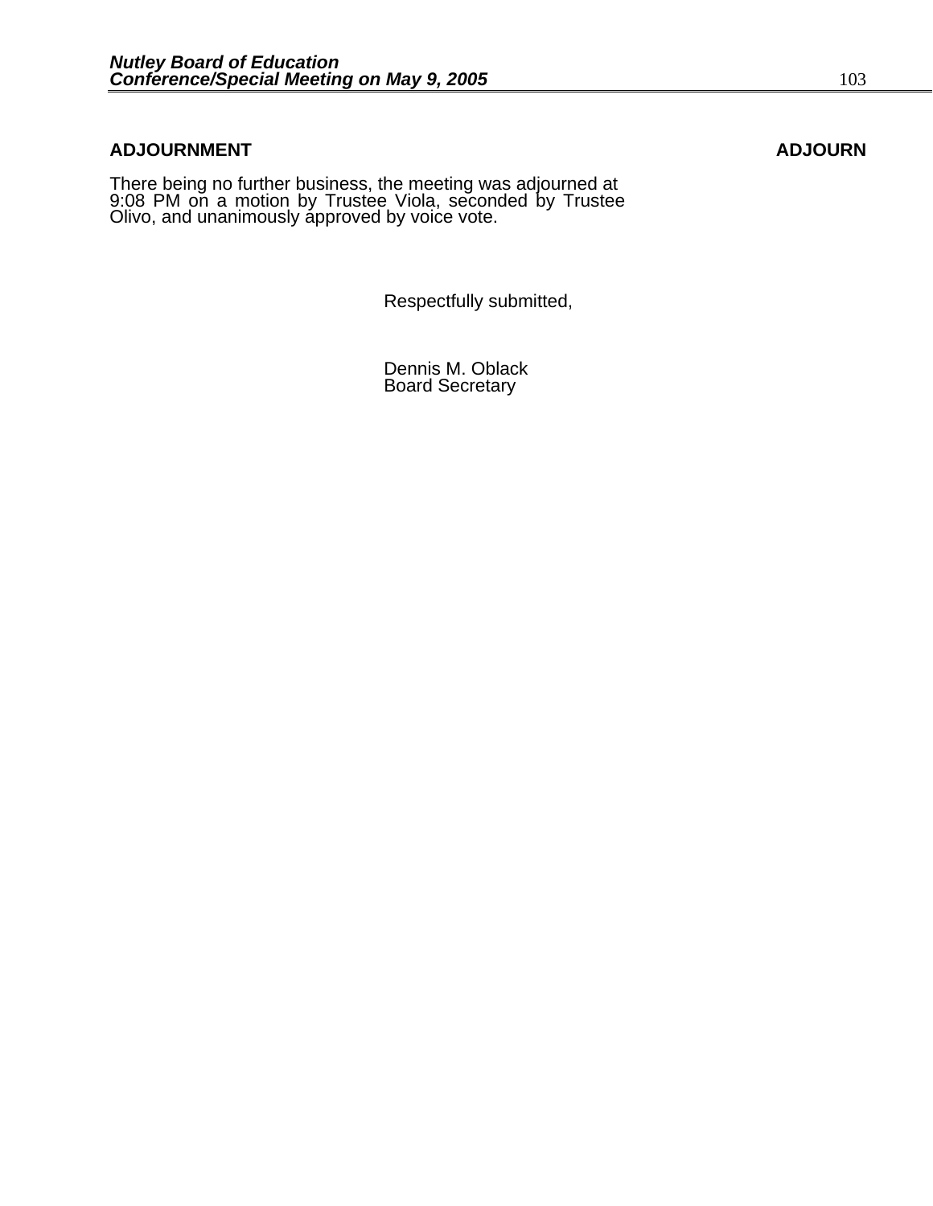**ADJOURNMENT** **ADJOURN**

There being no further business, the meeting was adjourned at 9:08 PM on a motion by Trustee Viola, seconded by Trustee Olivo, and unanimously approved by voice vote.

Respectfully submitted,

Dennis M. Oblack
Board Secretary